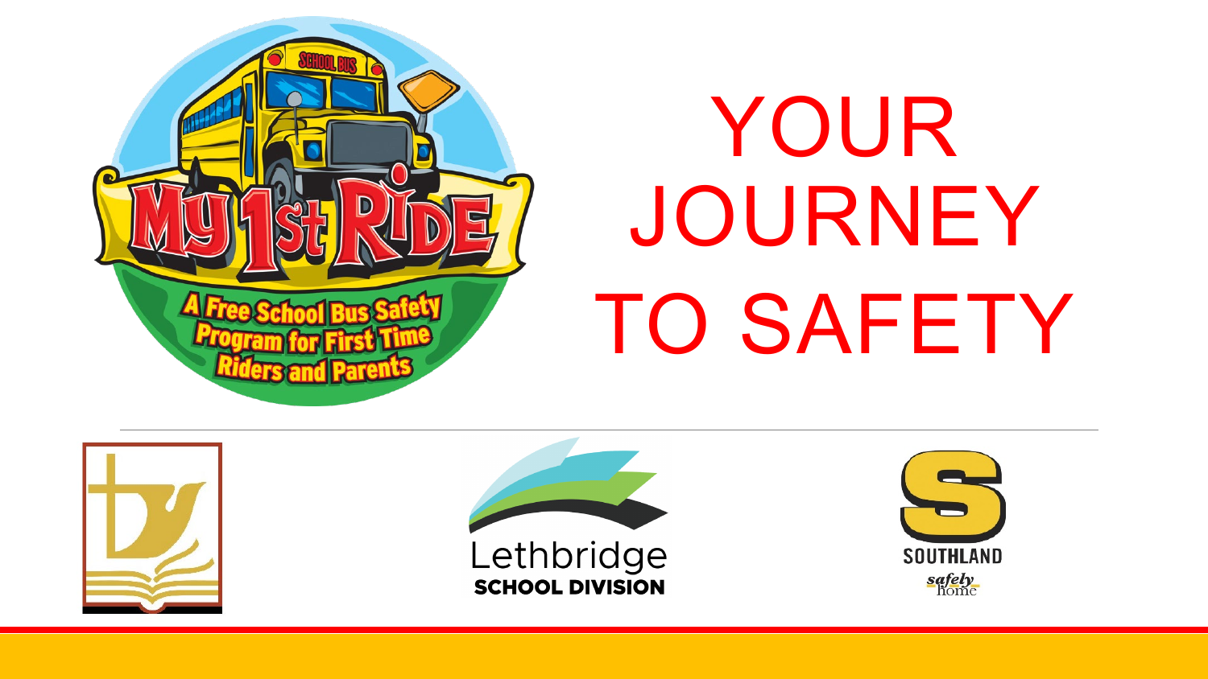# YOUR JOURNEY TO SAFETY

My 1st Ride

A Free School Bus Safety Program for First Time Riders and Parents

Lethbridge SCHOOL DIVISION

SOUTHLAND

safely home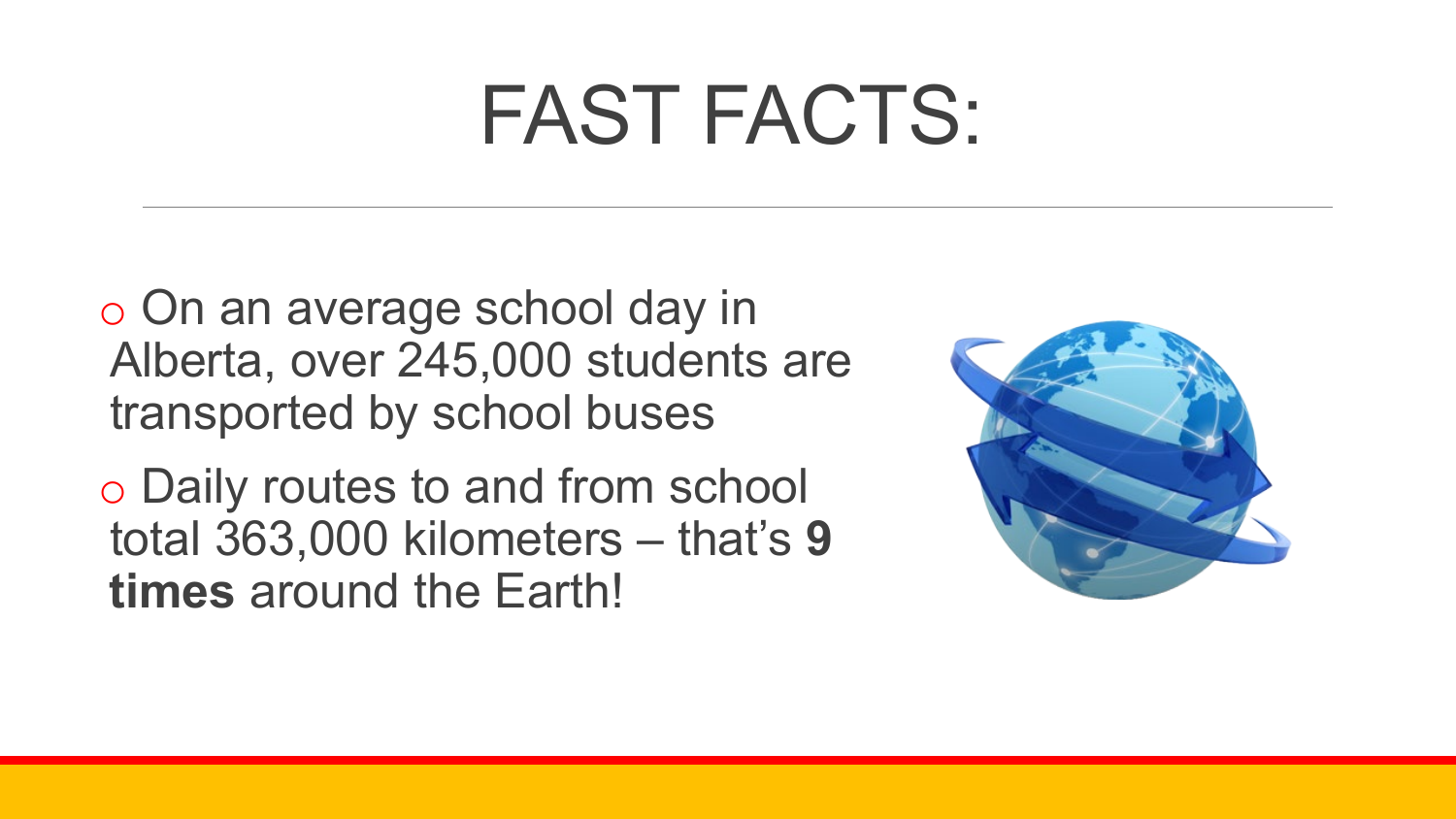# FAST FACTS:

- On an average school day in Alberta, over 245,000 students are transported by school buses
- Daily routes to and from school total 363,000 kilometers – that's **9 times** around the Earth!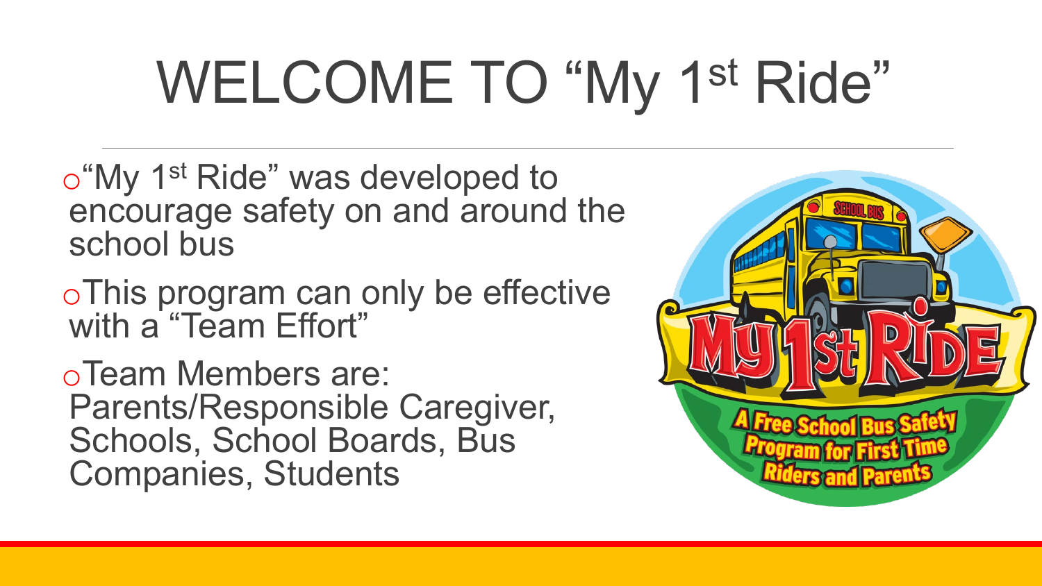# WELCOME TO "My 1st Ride"

- "My 1st Ride" was developed to encourage safety on and around the school bus
- This program can only be effective with a "Team Effort"
- Team Members are: Parents/Responsible Caregiver, Schools, School Boards, Bus Companies, Students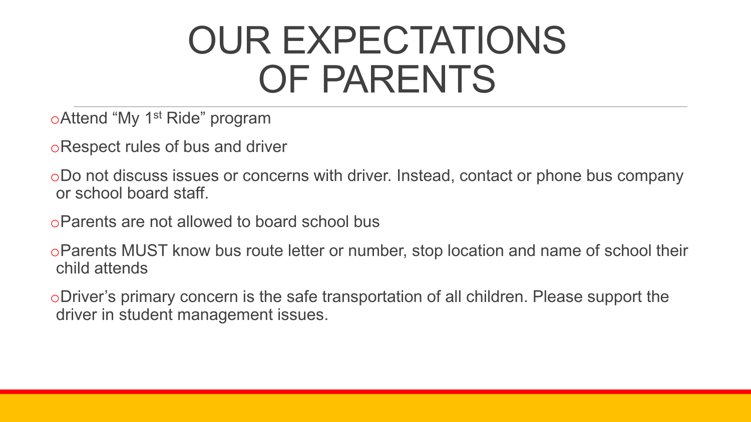# OUR EXPECTATIONS OF PARENTS

- Attend "My 1st Ride" program
- Respect rules of bus and driver
- Do not discuss issues or concerns with driver. Instead, contact or phone bus company or school board staff.
- Parents are not allowed to board school bus
- Parents MUST know bus route letter or number, stop location and name of school their child attends
- Driver's primary concern is the safe transportation of all children. Please support the driver in student management issues.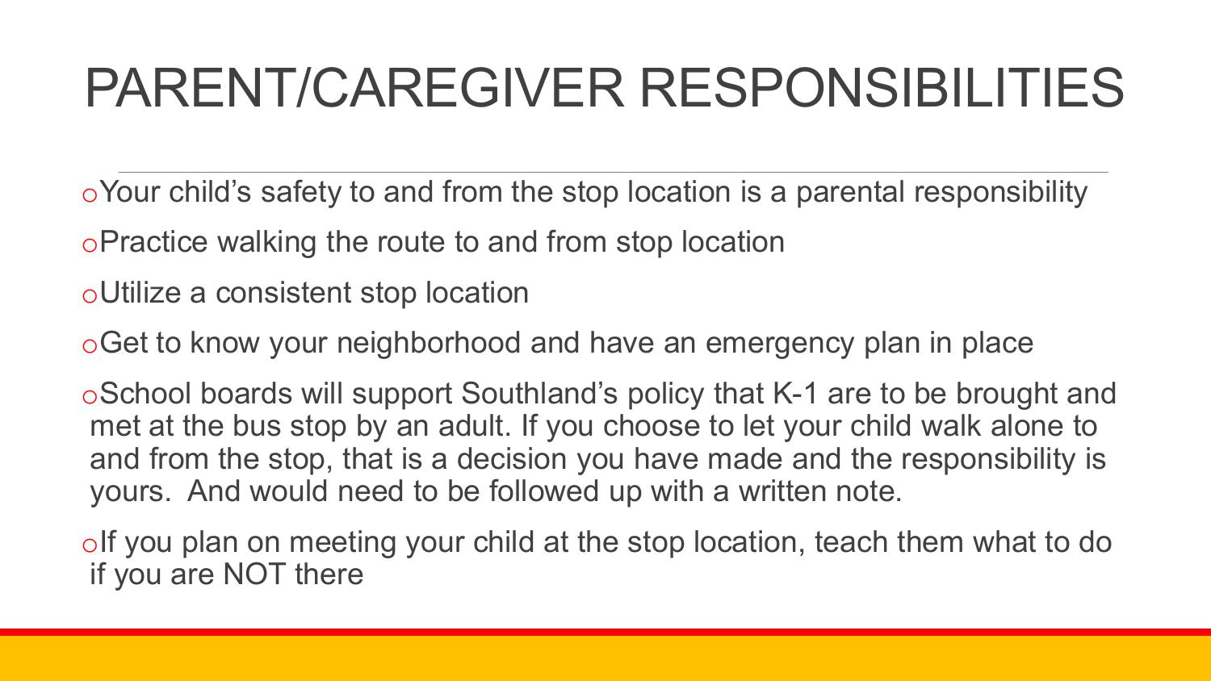# PARENT/CAREGIVER RESPONSIBILITIES

- Your child's safety to and from the stop location is a parental responsibility
- Practice walking the route to and from stop location
- Utilize a consistent stop location
- Get to know your neighborhood and have an emergency plan in place
- School boards will support Southland's policy that K-1 are to be brought and met at the bus stop by an adult. If you choose to let your child walk alone to and from the stop, that is a decision you have made and the responsibility is yours. And would need to be followed up with a written note.
- If you plan on meeting your child at the stop location, teach them what to do if you are NOT there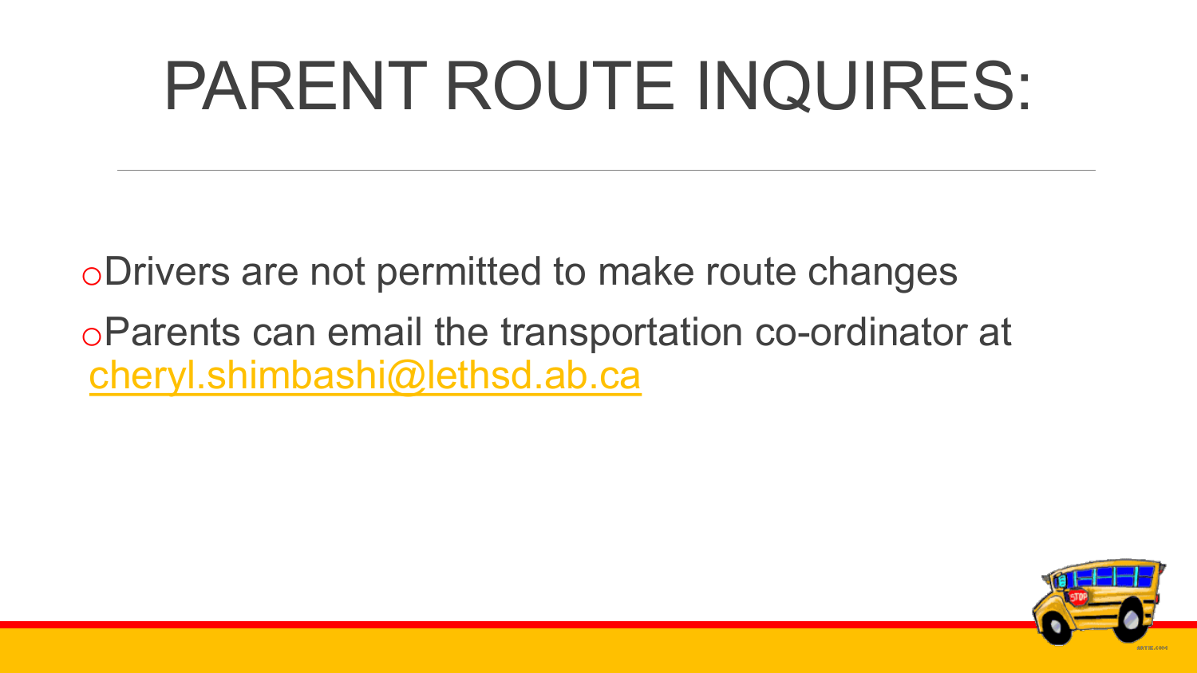# PARENT ROUTE INQUIRES:

- Drivers are not permitted to make route changes
- Parents can email the transportation co-ordinator at cheryl.shimbashi@lethsd.ab.ca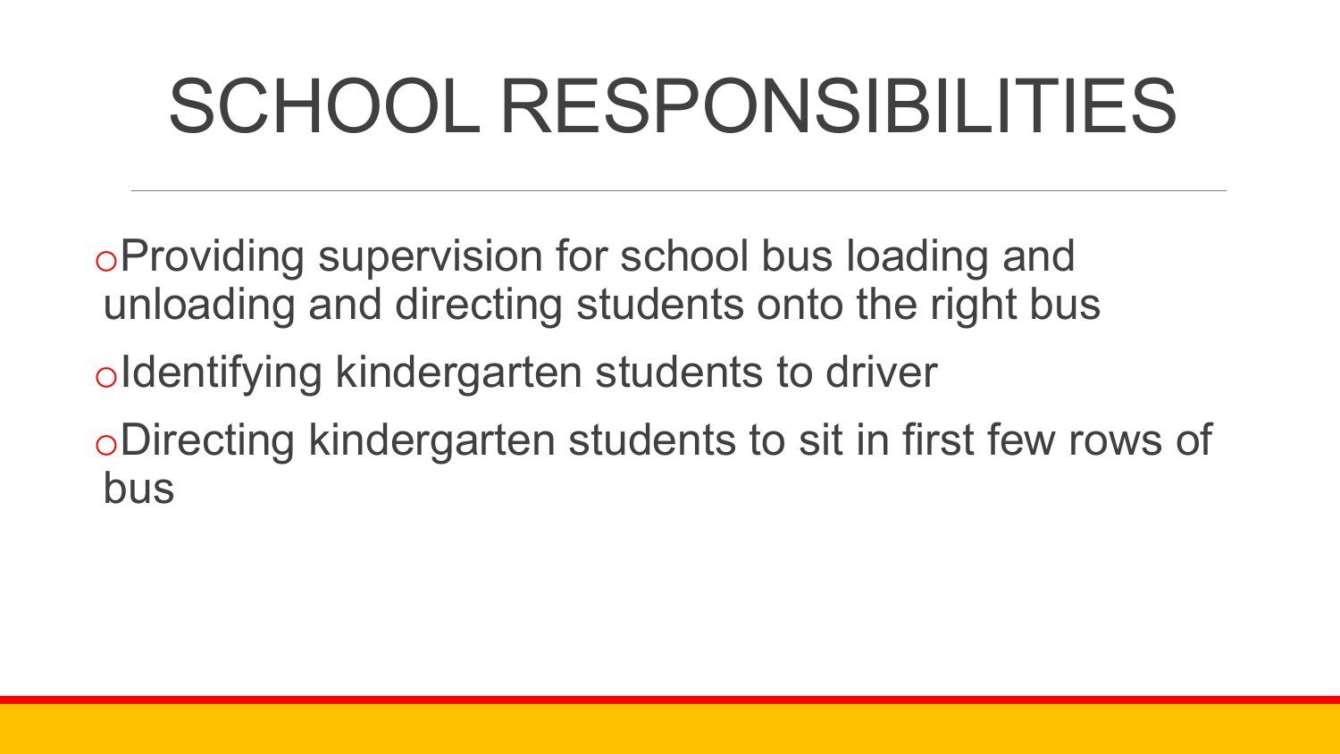# SCHOOL RESPONSIBILITIES

- Providing supervision for school bus loading and unloading and directing students onto the right bus
- Identifying kindergarten students to driver
- Directing kindergarten students to sit in first few rows of bus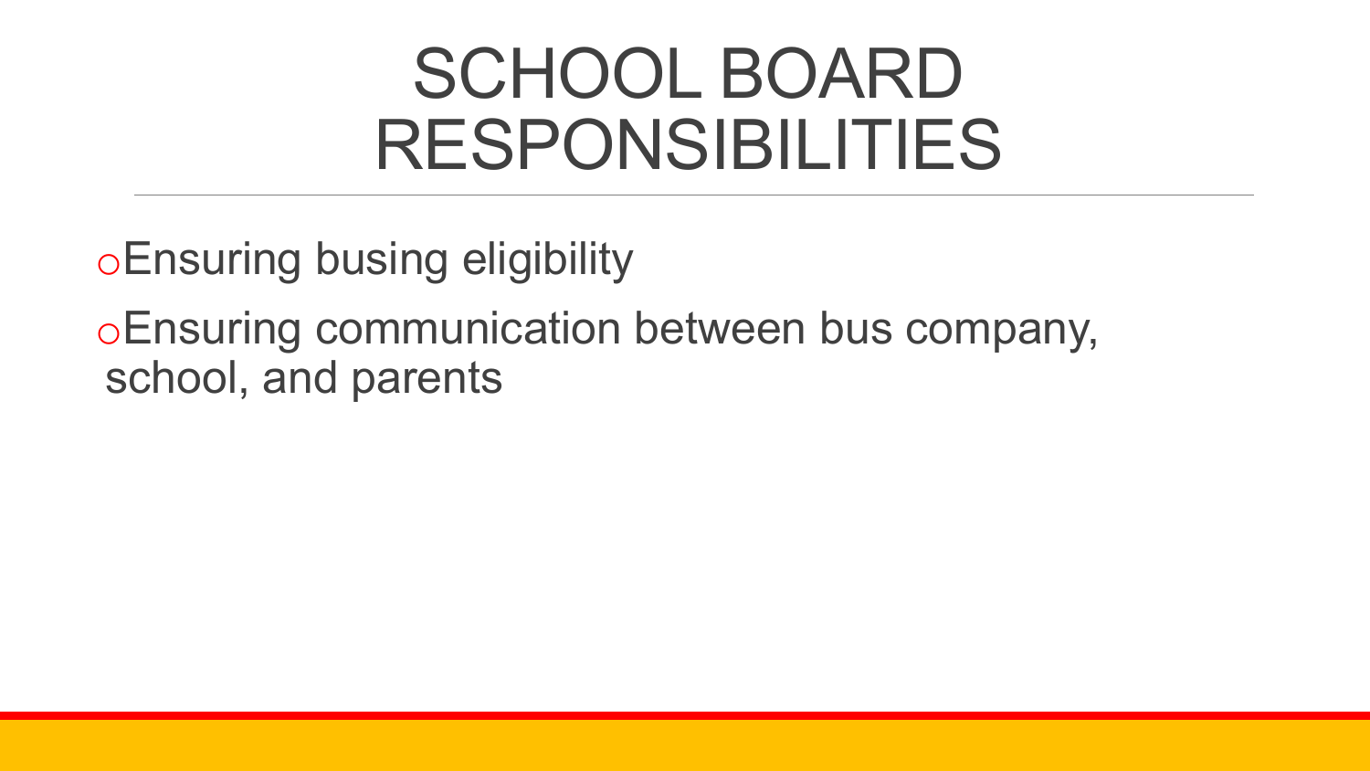# SCHOOL BOARD RESPONSIBILITIES

- Ensuring busing eligibility
- Ensuring communication between bus company, school, and parents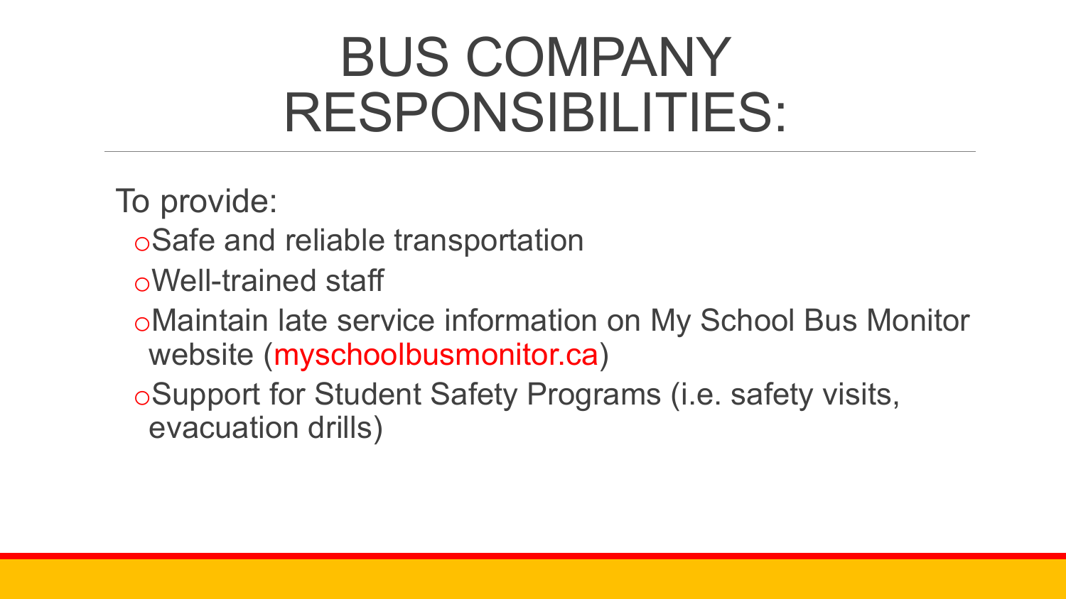# BUS COMPANY RESPONSIBILITIES:

To provide:

- Safe and reliable transportation
- Well-trained staff
- Maintain late service information on My School Bus Monitor website (myschoolbusmonitor.ca)
- Support for Student Safety Programs (i.e. safety visits, evacuation drills)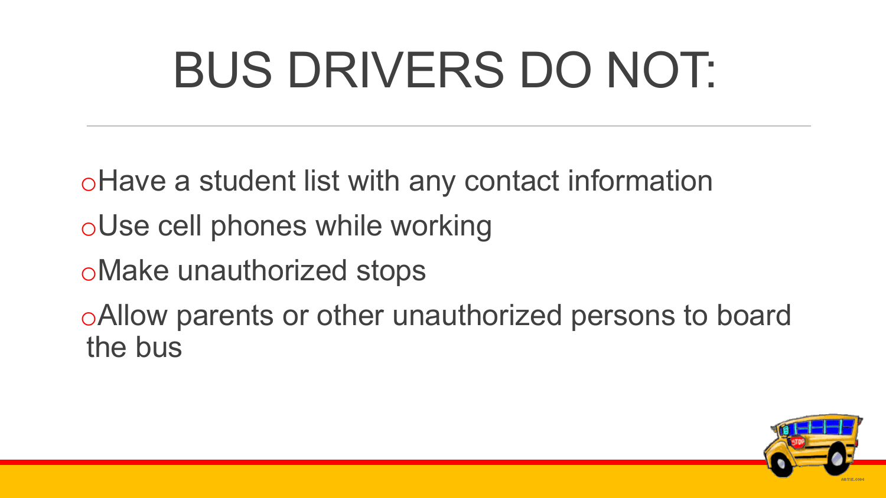# BUS DRIVERS DO NOT:

- Have a student list with any contact information
- Use cell phones while working
- Make unauthorized stops
- Allow parents or other unauthorized persons to board the bus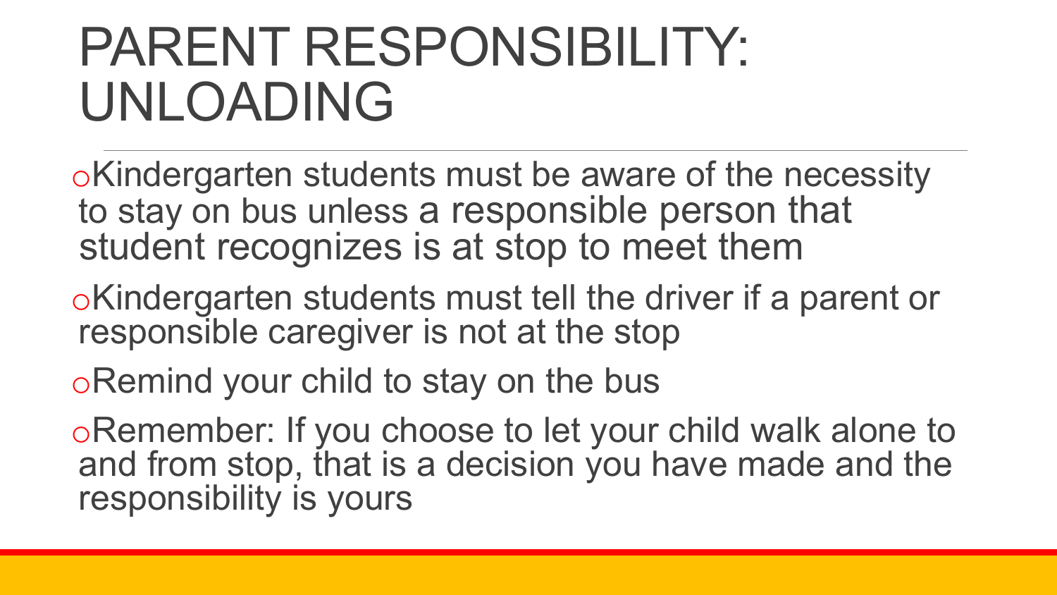# PARENT RESPONSIBILITY: UNLOADING

- Kindergarten students must be aware of the necessity to stay on bus unless a responsible person that student recognizes is at stop to meet them
- Kindergarten students must tell the driver if a parent or responsible caregiver is not at the stop
- Remind your child to stay on the bus
- Remember: If you choose to let your child walk alone to and from stop, that is a decision you have made and the responsibility is yours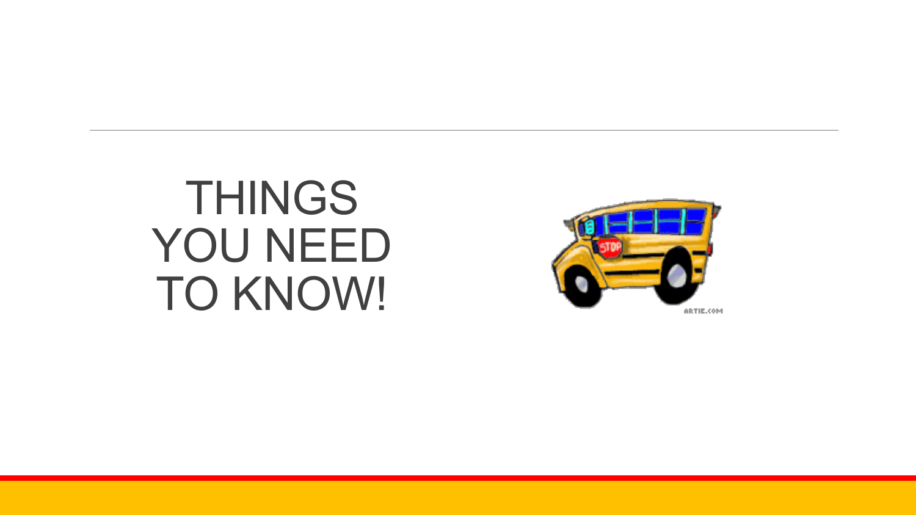# THINGS YOU NEED TO KNOW!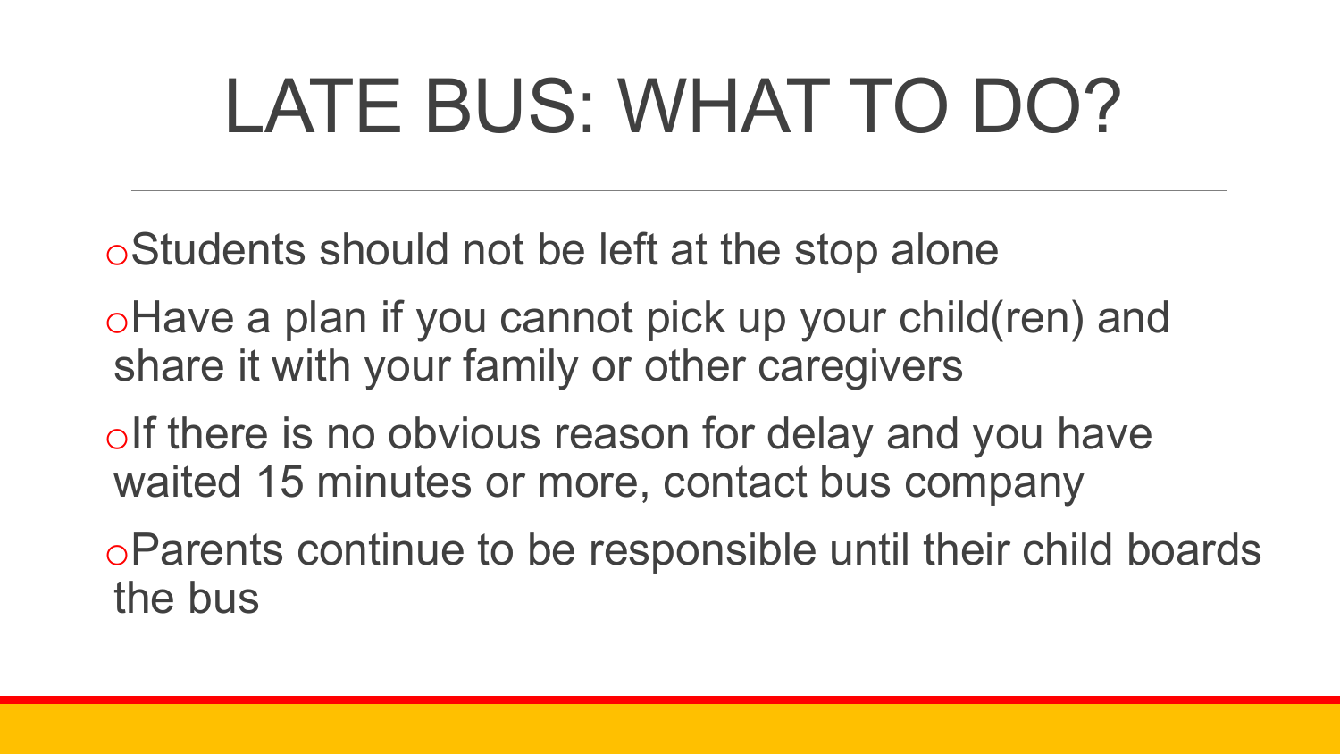# LATE BUS: WHAT TO DO?

- Students should not be left at the stop alone
- Have a plan if you cannot pick up your child(ren) and share it with your family or other caregivers
- If there is no obvious reason for delay and you have waited 15 minutes or more, contact bus company
- Parents continue to be responsible until their child boards the bus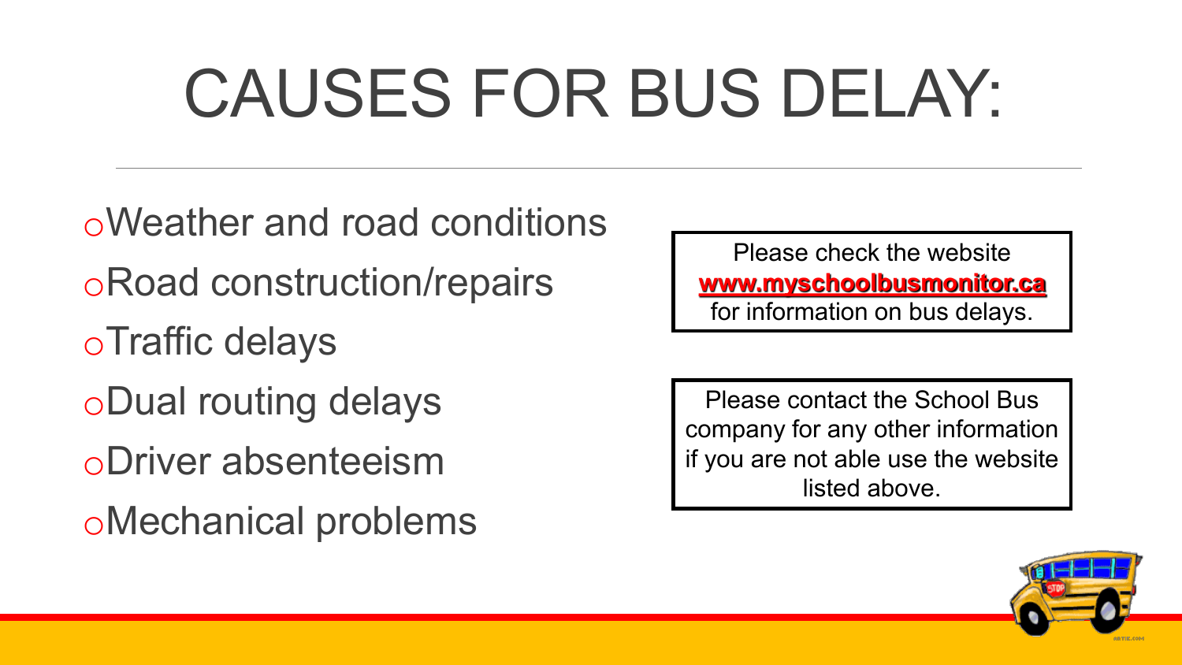# CAUSES FOR BUS DELAY:

- Weather and road conditions
- Road construction/repairs
- Traffic delays
- Dual routing delays
- Driver absenteeism
- Mechanical problems

Please check the website **www.myschoolbusmonitor.ca** for information on bus delays.

Please contact the School Bus company for any other information if you are not able use the website listed above.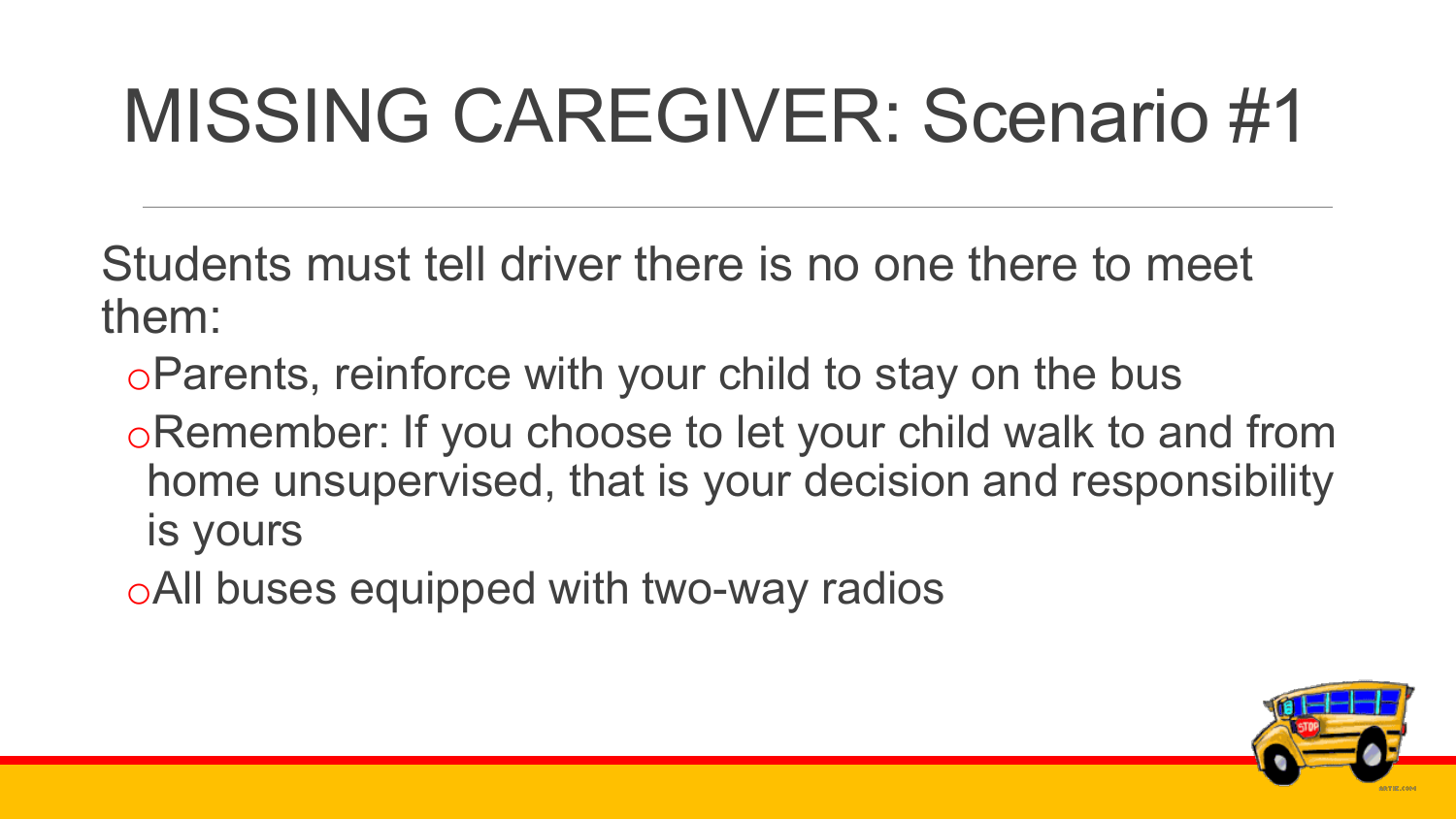# MISSING CAREGIVER: Scenario #1

Students must tell driver there is no one there to meet them:

- Parents, reinforce with your child to stay on the bus
- Remember: If you choose to let your child walk to and from home unsupervised, that is your decision and responsibility is yours
- All buses equipped with two-way radios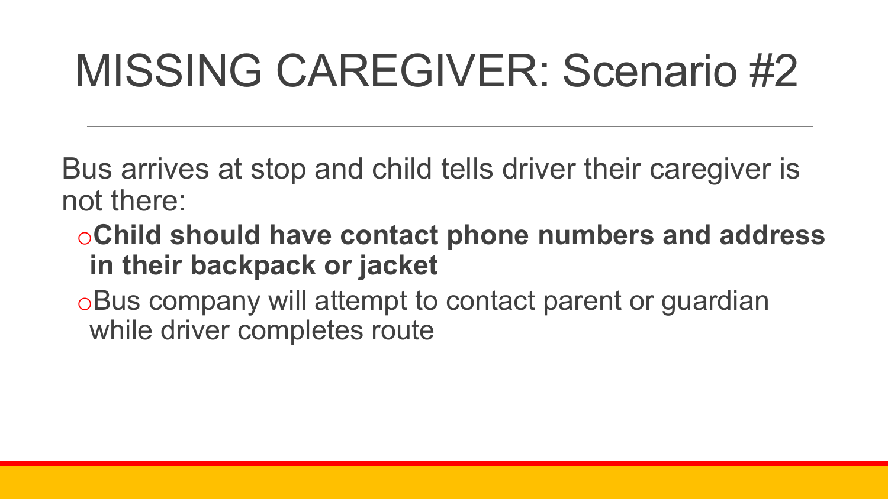# MISSING CAREGIVER: Scenario #2

Bus arrives at stop and child tells driver their caregiver is not there:

- **Child should have contact phone numbers and address in their backpack or jacket**
- Bus company will attempt to contact parent or guardian while driver completes route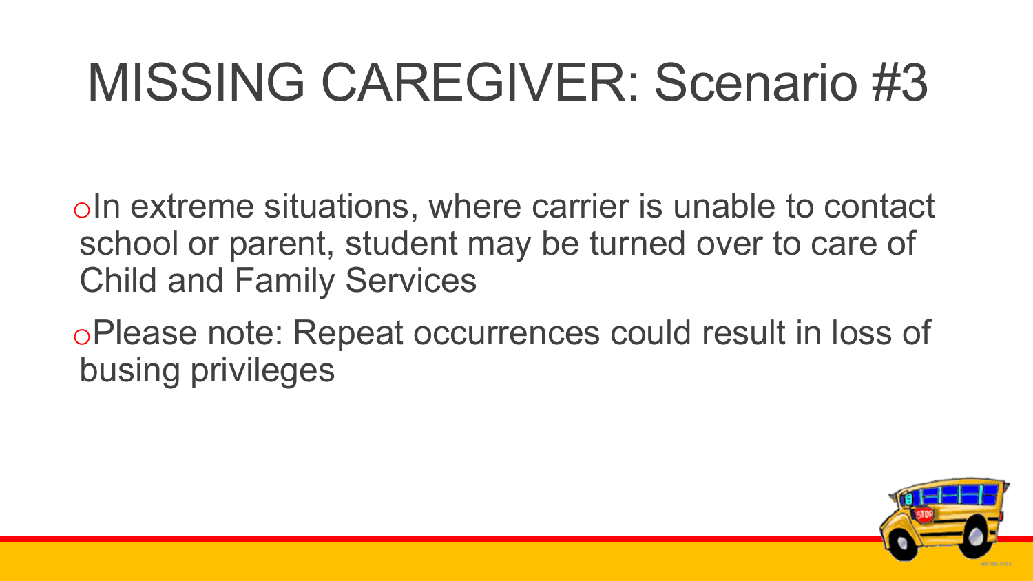# MISSING CAREGIVER: Scenario #3

- In extreme situations, where carrier is unable to contact school or parent, student may be turned over to care of Child and Family Services
- Please note: Repeat occurrences could result in loss of busing privileges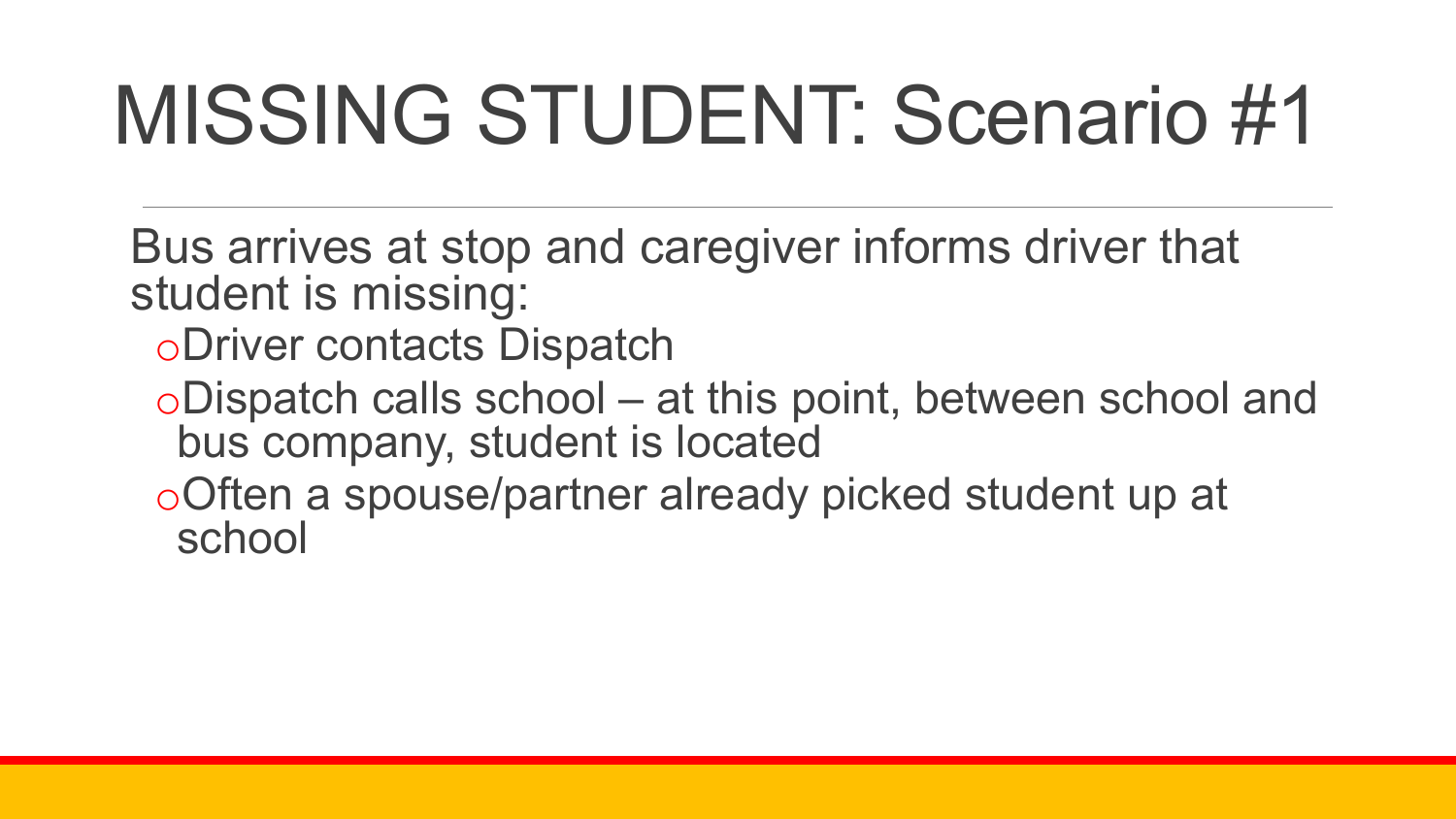# MISSING STUDENT: Scenario #1

Bus arrives at stop and caregiver informs driver that student is missing:

- Driver contacts Dispatch
- Dispatch calls school – at this point, between school and bus company, student is located
- Often a spouse/partner already picked student up at school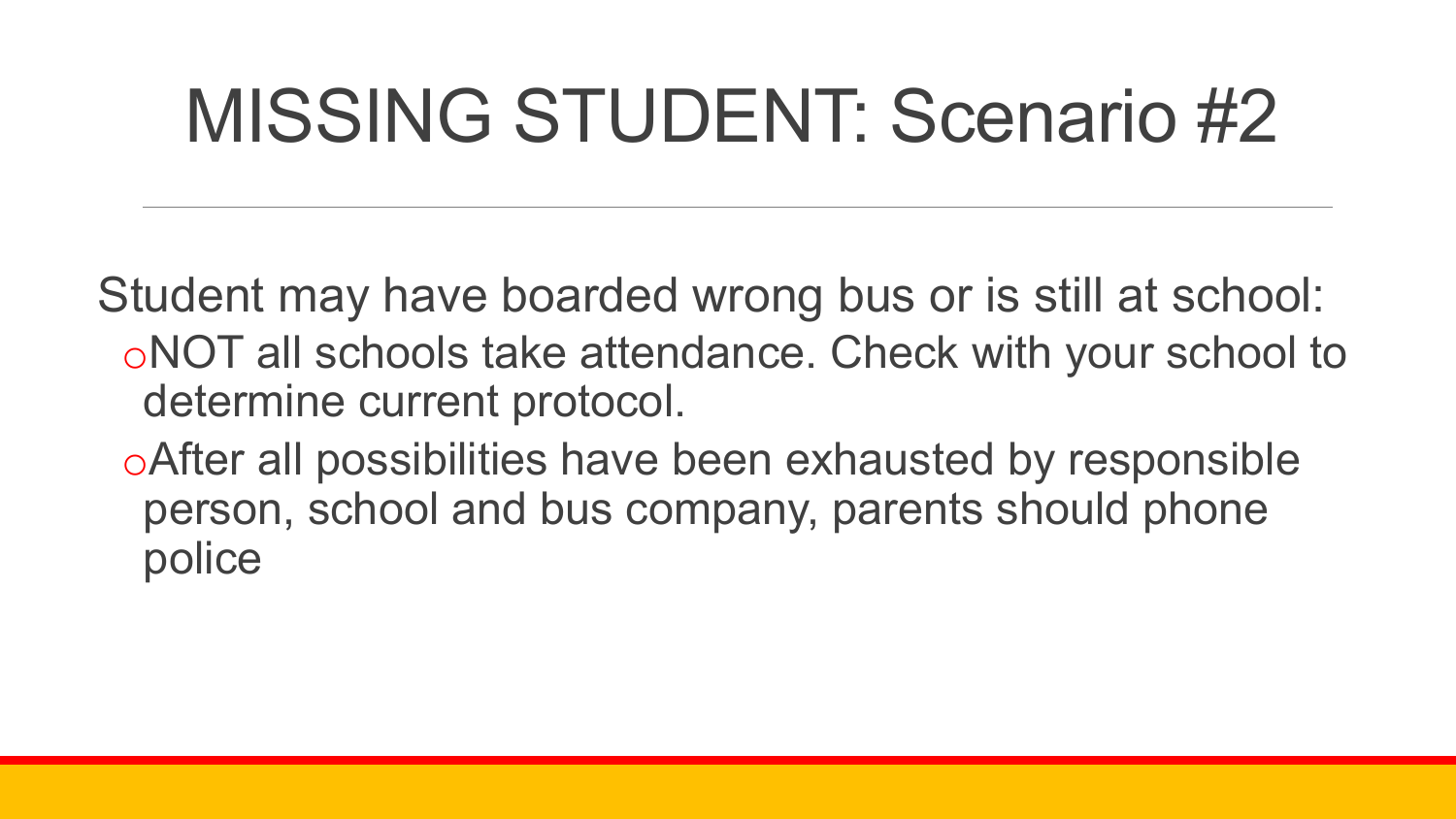# MISSING STUDENT: Scenario #2

Student may have boarded wrong bus or is still at school:

- NOT all schools take attendance. Check with your school to determine current protocol.
- After all possibilities have been exhausted by responsible person, school and bus company, parents should phone police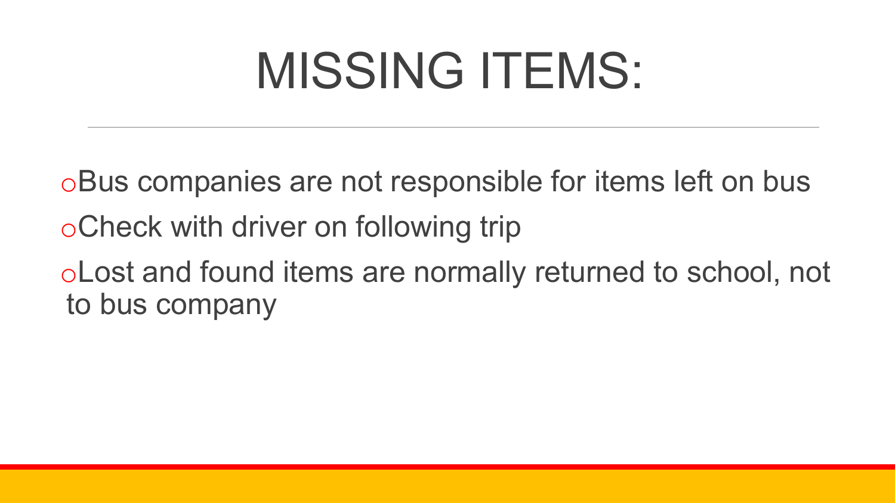# MISSING ITEMS:

- Bus companies are not responsible for items left on bus
- Check with driver on following trip
- Lost and found items are normally returned to school, not to bus company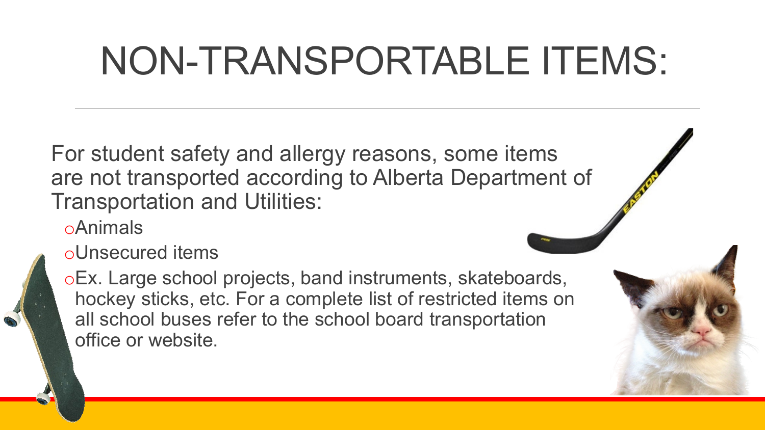# NON-TRANSPORTABLE ITEMS:

For student safety and allergy reasons, some items are not transported according to Alberta Department of Transportation and Utilities:

- Animals
- Unsecured items
- Ex. Large school projects, band instruments, skateboards, hockey sticks, etc. For a complete list of restricted items on all school buses refer to the school board transportation office or website.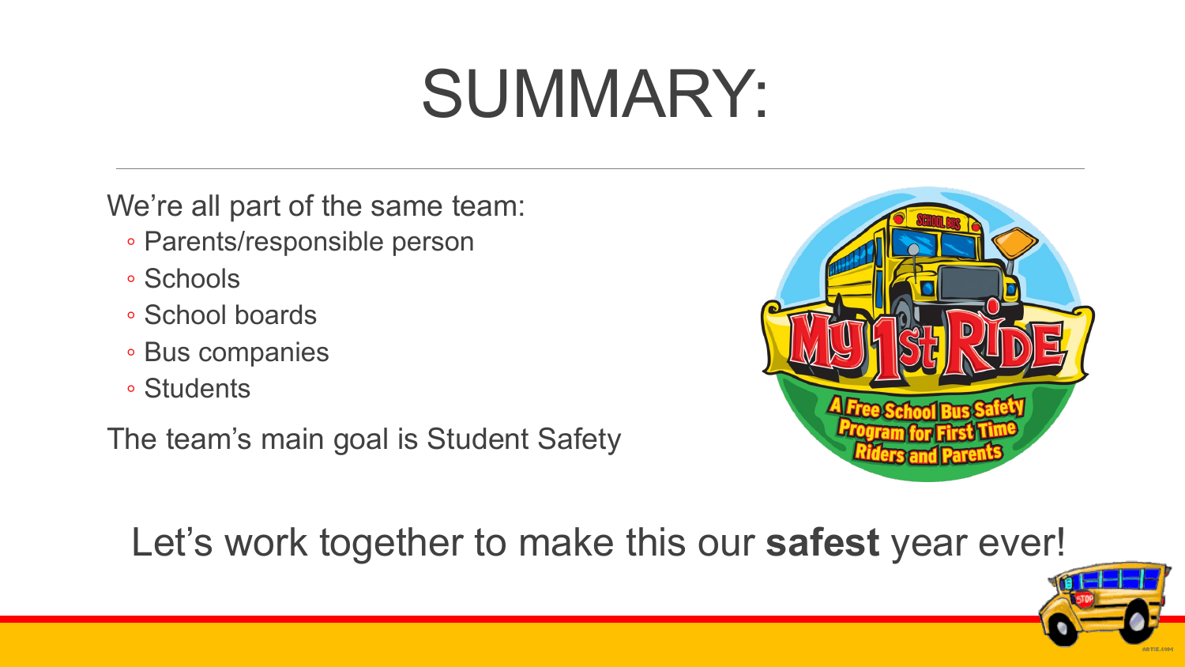# SUMMARY:

We're all part of the same team:

- Parents/responsible person
- Schools
- School boards
- Bus companies
- Students

The team's main goal is Student Safety

Let's work together to make this our **safest** year ever!